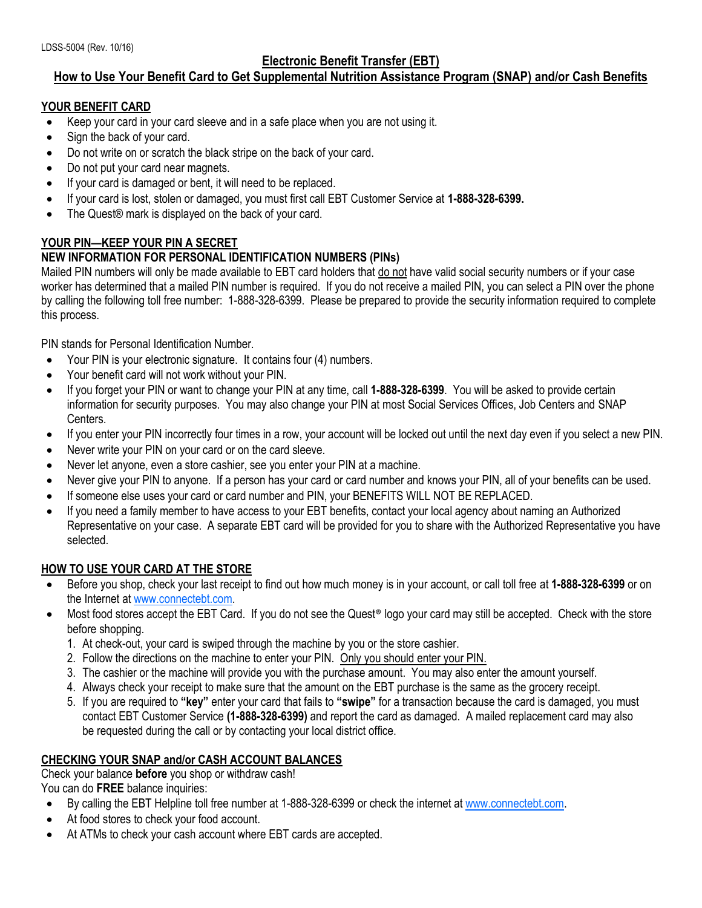LDSS-5004 (Rev. 10/16)

# Electronic Benefit Transfer (EBT)

## How to Use Your Benefit Card to Get Supplemental Nutrition Assistance Program (SNAP) and/or Cash Benefits

### YOUR BENEFIT CARD

- Keep your card in your card sleeve and in a safe place when you are not using it.
- Sign the back of your card.
- Do not write on or scratch the black stripe on the back of your card.
- Do not put your card near magnets.
- If your card is damaged or bent, it will need to be replaced.
- If your card is lost, stolen or damaged, you must first call EBT Customer Service at **1-888-328-6399.**
- The Quest® mark is displayed on the back of your card.

### YOUR PIN—KEEP YOUR PIN A SECRET

**NEW INFORMATION FOR PERSONAL IDENTIFICATION NUMBERS (PINs)**

Mailed PIN numbers will only be made available to EBT card holders that do not have valid social security numbers or if your case worker has determined that a mailed PIN number is required. If you do not receive a mailed PIN, you can select a PIN over the phone by calling the following toll free number: 1-888-328-6399. Please be prepared to provide the security information required to complete this process.

PIN stands for Personal Identification Number.

- Your PIN is your electronic signature. It contains four (4) numbers.
- Your benefit card will not work without your PIN.
- If you forget your PIN or want to change your PIN at any time, call **1-888-328-6399**. You will be asked to provide certain information for security purposes. You may also change your PIN at most Social Services Offices, Job Centers and SNAP Centers.
- If you enter your PIN incorrectly four times in a row, your account will be locked out until the next day even if you select a new PIN.
- Never write your PIN on your card or on the card sleeve.
- Never let anyone, even a store cashier, see you enter your PIN at a machine.
- Never give your PIN to anyone. If a person has your card or card number and knows your PIN, all of your benefits can be used.
- If someone else uses your card or card number and PIN, your BENEFITS WILL NOT BE REPLACED.
- If you need a family member to have access to your EBT benefits, contact your local agency about naming an Authorized Representative on your case. A separate EBT card will be provided for you to share with the Authorized Representative you have selected.

### HOW TO USE YOUR CARD AT THE STORE

- Before you shop, check your last receipt to find out how much money is in your account, or call toll free at **1-888-328-6399** or on the Internet at www.connectebt.com.
- Most food stores accept the EBT Card. If you do not see the Quest® logo your card may still be accepted. Check with the store before shopping.
  1. At check-out, your card is swiped through the machine by you or the store cashier.
  2. Follow the directions on the machine to enter your PIN. Only you should enter your PIN.
  3. The cashier or the machine will provide you with the purchase amount. You may also enter the amount yourself.
  4. Always check your receipt to make sure that the amount on the EBT purchase is the same as the grocery receipt.
  5. If you are required to **"key"** enter your card that fails to **"swipe"** for a transaction because the card is damaged, you must contact EBT Customer Service **(1-888-328-6399)** and report the card as damaged. A mailed replacement card may also be requested during the call or by contacting your local district office.

### CHECKING YOUR SNAP and/or CASH ACCOUNT BALANCES

Check your balance **before** you shop or withdraw cash!

You can do **FREE** balance inquiries:

- By calling the EBT Helpline toll free number at 1-888-328-6399 or check the internet at www.connectebt.com.
- At food stores to check your food account.
- At ATMs to check your cash account where EBT cards are accepted.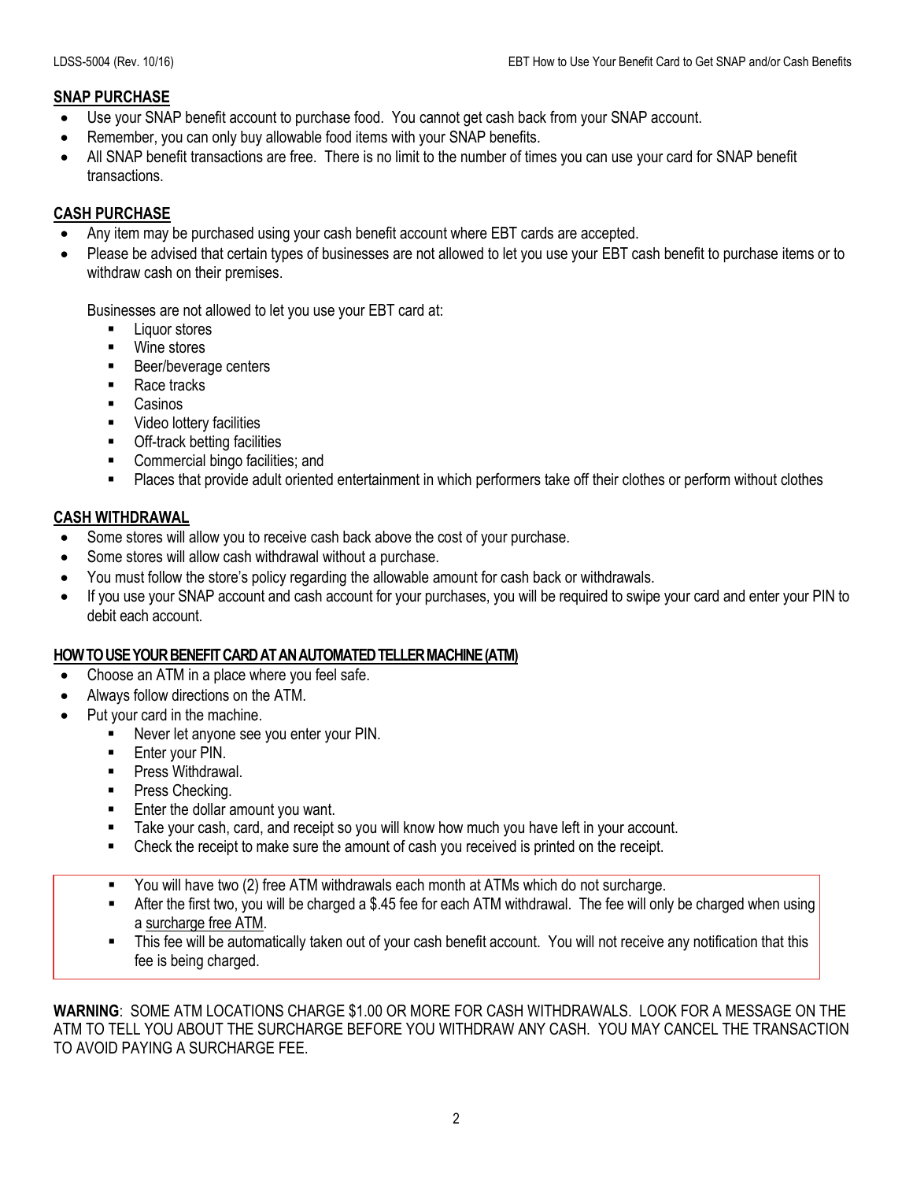## SNAP PURCHASE

- Use your SNAP benefit account to purchase food. You cannot get cash back from your SNAP account.
- Remember, you can only buy allowable food items with your SNAP benefits.
- All SNAP benefit transactions are free. There is no limit to the number of times you can use your card for SNAP benefit transactions.

## CASH PURCHASE

- Any item may be purchased using your cash benefit account where EBT cards are accepted.
- Please be advised that certain types of businesses are not allowed to let you use your EBT cash benefit to purchase items or to withdraw cash on their premises.

  Businesses are not allowed to let you use your EBT card at:
  - Liquor stores
  - Wine stores
  - Beer/beverage centers
  - Race tracks
  - Casinos
  - Video lottery facilities
  - Off-track betting facilities
  - Commercial bingo facilities; and
  - Places that provide adult oriented entertainment in which performers take off their clothes or perform without clothes

## CASH WITHDRAWAL

- Some stores will allow you to receive cash back above the cost of your purchase.
- Some stores will allow cash withdrawal without a purchase.
- You must follow the store's policy regarding the allowable amount for cash back or withdrawals.
- If you use your SNAP account and cash account for your purchases, you will be required to swipe your card and enter your PIN to debit each account.

## HOW TO USE YOUR BENEFIT CARD AT AN AUTOMATED TELLER MACHINE (ATM)

- Choose an ATM in a place where you feel safe.
- Always follow directions on the ATM.
- Put your card in the machine.
  - Never let anyone see you enter your PIN.
  - Enter your PIN.
  - Press Withdrawal.
  - Press Checking.
  - Enter the dollar amount you want.
  - Take your cash, card, and receipt so you will know how much you have left in your account.
  - Check the receipt to make sure the amount of cash you received is printed on the receipt.

  - You will have two (2) free ATM withdrawals each month at ATMs which do not surcharge.
  - After the first two, you will be charged a $.45 fee for each ATM withdrawal. The fee will only be charged when using a surcharge free ATM.
  - This fee will be automatically taken out of your cash benefit account. You will not receive any notification that this fee is being charged.

**WARNING**: SOME ATM LOCATIONS CHARGE $1.00 OR MORE FOR CASH WITHDRAWALS. LOOK FOR A MESSAGE ON THE ATM TO TELL YOU ABOUT THE SURCHARGE BEFORE YOU WITHDRAW ANY CASH. YOU MAY CANCEL THE TRANSACTION TO AVOID PAYING A SURCHARGE FEE.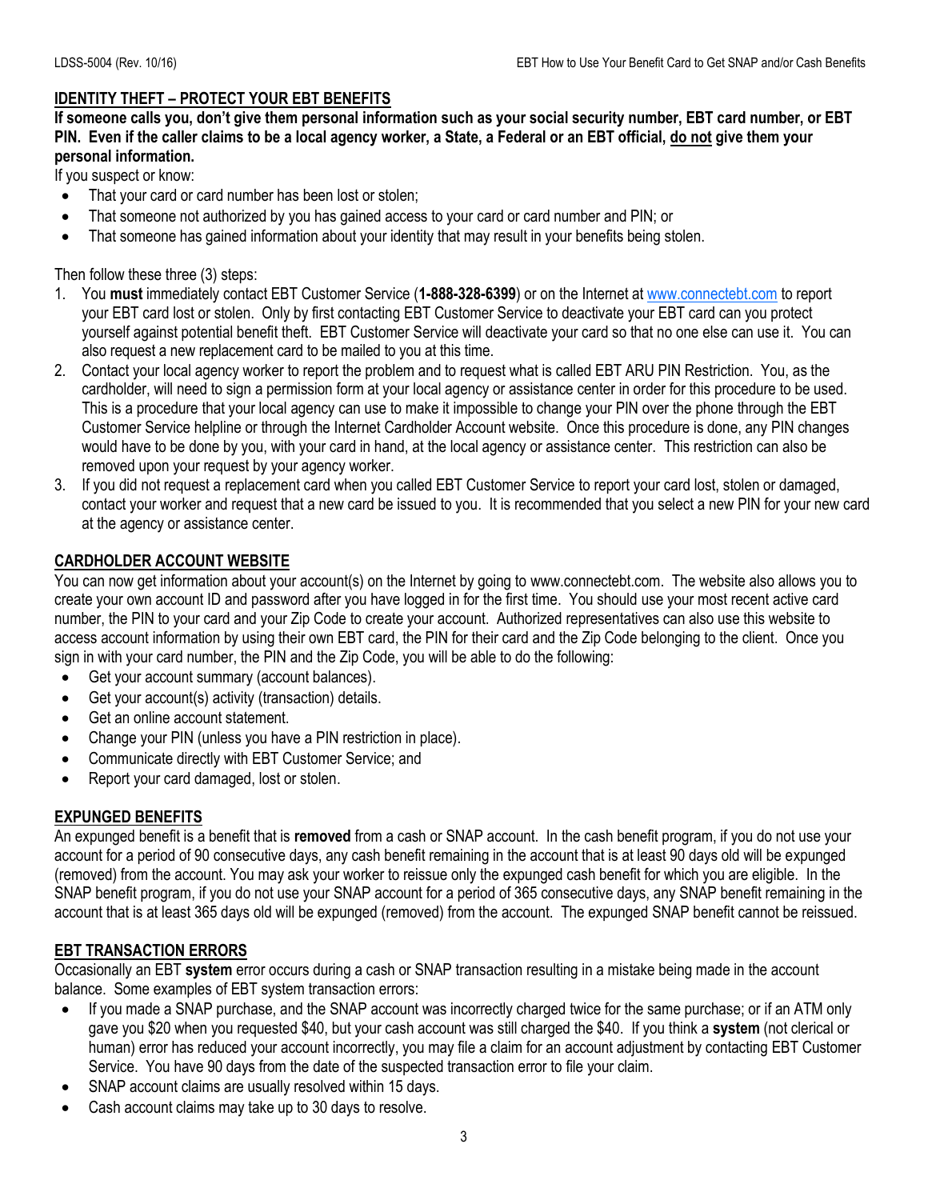## IDENTITY THEFT – PROTECT YOUR EBT BENEFITS

**If someone calls you, don't give them personal information such as your social security number, EBT card number, or EBT PIN. Even if the caller claims to be a local agency worker, a State, a Federal or an EBT official, do not give them your personal information.**

If you suspect or know:

- That your card or card number has been lost or stolen;
- That someone not authorized by you has gained access to your card or card number and PIN; or
- That someone has gained information about your identity that may result in your benefits being stolen.

Then follow these three (3) steps:

1. You **must** immediately contact EBT Customer Service (**1-888-328-6399**) or on the Internet at www.connectebt.com to report your EBT card lost or stolen. Only by first contacting EBT Customer Service to deactivate your EBT card can you protect yourself against potential benefit theft. EBT Customer Service will deactivate your card so that no one else can use it. You can also request a new replacement card to be mailed to you at this time.
2. Contact your local agency worker to report the problem and to request what is called EBT ARU PIN Restriction. You, as the cardholder, will need to sign a permission form at your local agency or assistance center in order for this procedure to be used. This is a procedure that your local agency can use to make it impossible to change your PIN over the phone through the EBT Customer Service helpline or through the Internet Cardholder Account website. Once this procedure is done, any PIN changes would have to be done by you, with your card in hand, at the local agency or assistance center. This restriction can also be removed upon your request by your agency worker.
3. If you did not request a replacement card when you called EBT Customer Service to report your card lost, stolen or damaged, contact your worker and request that a new card be issued to you. It is recommended that you select a new PIN for your new card at the agency or assistance center.

## CARDHOLDER ACCOUNT WEBSITE

You can now get information about your account(s) on the Internet by going to www.connectebt.com. The website also allows you to create your own account ID and password after you have logged in for the first time. You should use your most recent active card number, the PIN to your card and your Zip Code to create your account. Authorized representatives can also use this website to access account information by using their own EBT card, the PIN for their card and the Zip Code belonging to the client. Once you sign in with your card number, the PIN and the Zip Code, you will be able to do the following:

- Get your account summary (account balances).
- Get your account(s) activity (transaction) details.
- Get an online account statement.
- Change your PIN (unless you have a PIN restriction in place).
- Communicate directly with EBT Customer Service; and
- Report your card damaged, lost or stolen.

## EXPUNGED BENEFITS

An expunged benefit is a benefit that is **removed** from a cash or SNAP account. In the cash benefit program, if you do not use your account for a period of 90 consecutive days, any cash benefit remaining in the account that is at least 90 days old will be expunged (removed) from the account. You may ask your worker to reissue only the expunged cash benefit for which you are eligible. In the SNAP benefit program, if you do not use your SNAP account for a period of 365 consecutive days, any SNAP benefit remaining in the account that is at least 365 days old will be expunged (removed) from the account. The expunged SNAP benefit cannot be reissued.

## EBT TRANSACTION ERRORS

Occasionally an EBT **system** error occurs during a cash or SNAP transaction resulting in a mistake being made in the account balance. Some examples of EBT system transaction errors:

- If you made a SNAP purchase, and the SNAP account was incorrectly charged twice for the same purchase; or if an ATM only gave you $20 when you requested $40, but your cash account was still charged the $40. If you think a **system** (not clerical or human) error has reduced your account incorrectly, you may file a claim for an account adjustment by contacting EBT Customer Service. You have 90 days from the date of the suspected transaction error to file your claim.
- SNAP account claims are usually resolved within 15 days.
- Cash account claims may take up to 30 days to resolve.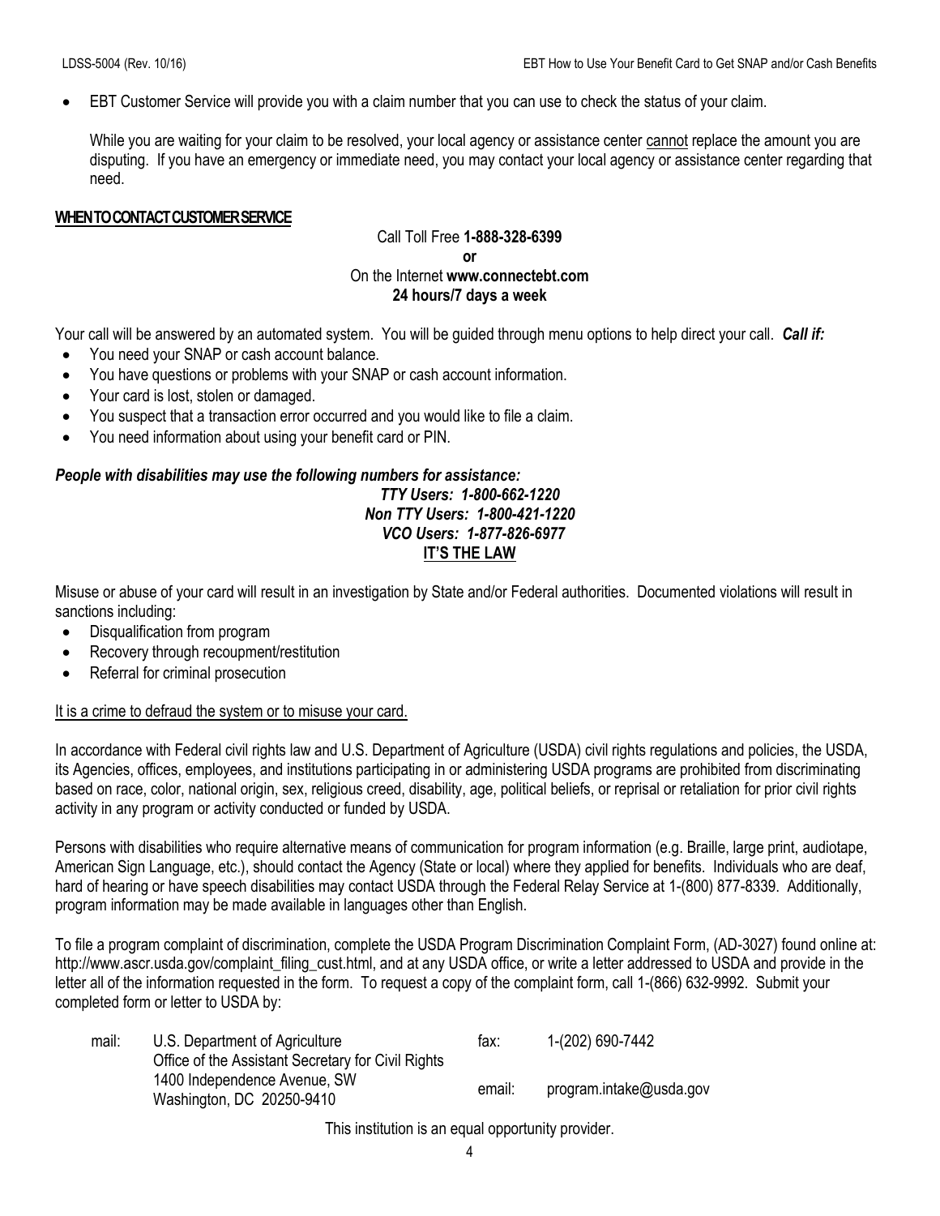- EBT Customer Service will provide you with a claim number that you can use to check the status of your claim.

  While you are waiting for your claim to be resolved, your local agency or assistance center cannot replace the amount you are disputing. If you have an emergency or immediate need, you may contact your local agency or assistance center regarding that need.

## WHEN TO CONTACT CUSTOMER SERVICE

Call Toll Free **1-888-328-6399**
**or**
On the Internet **www.connectebt.com**
**24 hours/7 days a week**

Your call will be answered by an automated system. You will be guided through menu options to help direct your call. ***Call if:***

- You need your SNAP or cash account balance.
- You have questions or problems with your SNAP or cash account information.
- Your card is lost, stolen or damaged.
- You suspect that a transaction error occurred and you would like to file a claim.
- You need information about using your benefit card or PIN.

***People with disabilities may use the following numbers for assistance:***

***TTY Users: 1-800-662-1220***
***Non TTY Users: 1-800-421-1220***
***VCO Users: 1-877-826-6977***

## IT'S THE LAW

Misuse or abuse of your card will result in an investigation by State and/or Federal authorities. Documented violations will result in sanctions including:

- Disqualification from program
- Recovery through recoupment/restitution
- Referral for criminal prosecution

It is a crime to defraud the system or to misuse your card.

In accordance with Federal civil rights law and U.S. Department of Agriculture (USDA) civil rights regulations and policies, the USDA, its Agencies, offices, employees, and institutions participating in or administering USDA programs are prohibited from discriminating based on race, color, national origin, sex, religious creed, disability, age, political beliefs, or reprisal or retaliation for prior civil rights activity in any program or activity conducted or funded by USDA.

Persons with disabilities who require alternative means of communication for program information (e.g. Braille, large print, audiotape, American Sign Language, etc.), should contact the Agency (State or local) where they applied for benefits. Individuals who are deaf, hard of hearing or have speech disabilities may contact USDA through the Federal Relay Service at 1-(800) 877-8339. Additionally, program information may be made available in languages other than English.

To file a program complaint of discrimination, complete the USDA Program Discrimination Complaint Form, (AD-3027) found online at: http://www.ascr.usda.gov/complaint_filing_cust.html, and at any USDA office, or write a letter addressed to USDA and provide in the letter all of the information requested in the form. To request a copy of the complaint form, call 1-(866) 632-9992. Submit your completed form or letter to USDA by:

| | | | |
|---|---|---|---|
| mail: | U.S. Department of Agriculture<br>Office of the Assistant Secretary for Civil Rights<br>1400 Independence Avenue, SW<br>Washington, DC 20250-9410 | fax:<br><br>email: | 1-(202) 690-7442<br><br>program.intake@usda.gov |

This institution is an equal opportunity provider.